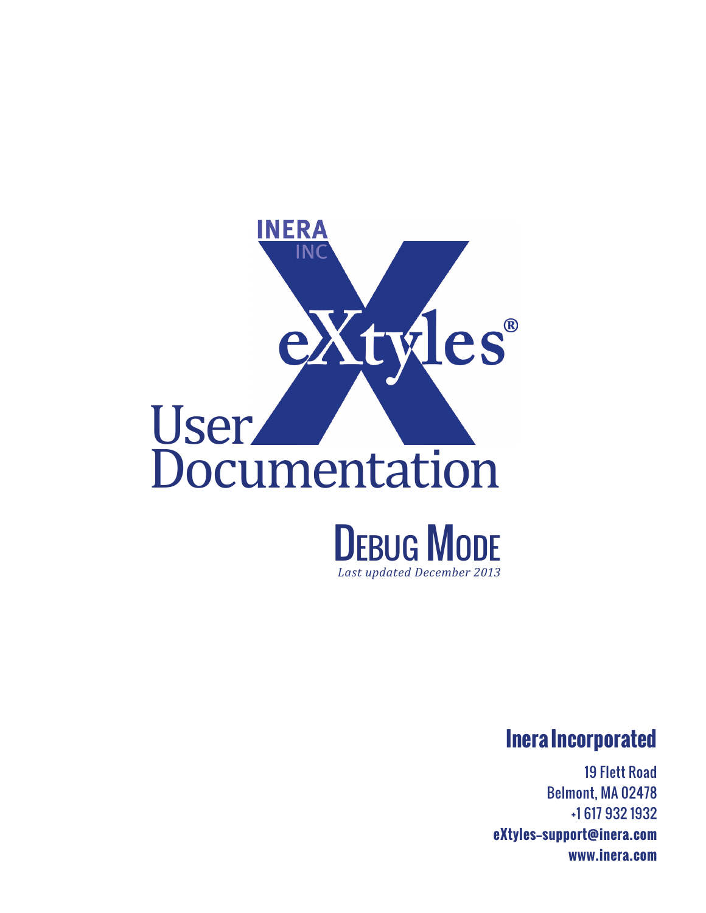INERA INC

# eXtyles® User Documentation

## Debug Mode

*Last updated December 2013*

**Inera Incorporated**

19 Flett Road
Belmont, MA 02478
+1 617 932 1932
**eXtyles-support@inera.com**
**www.inera.com**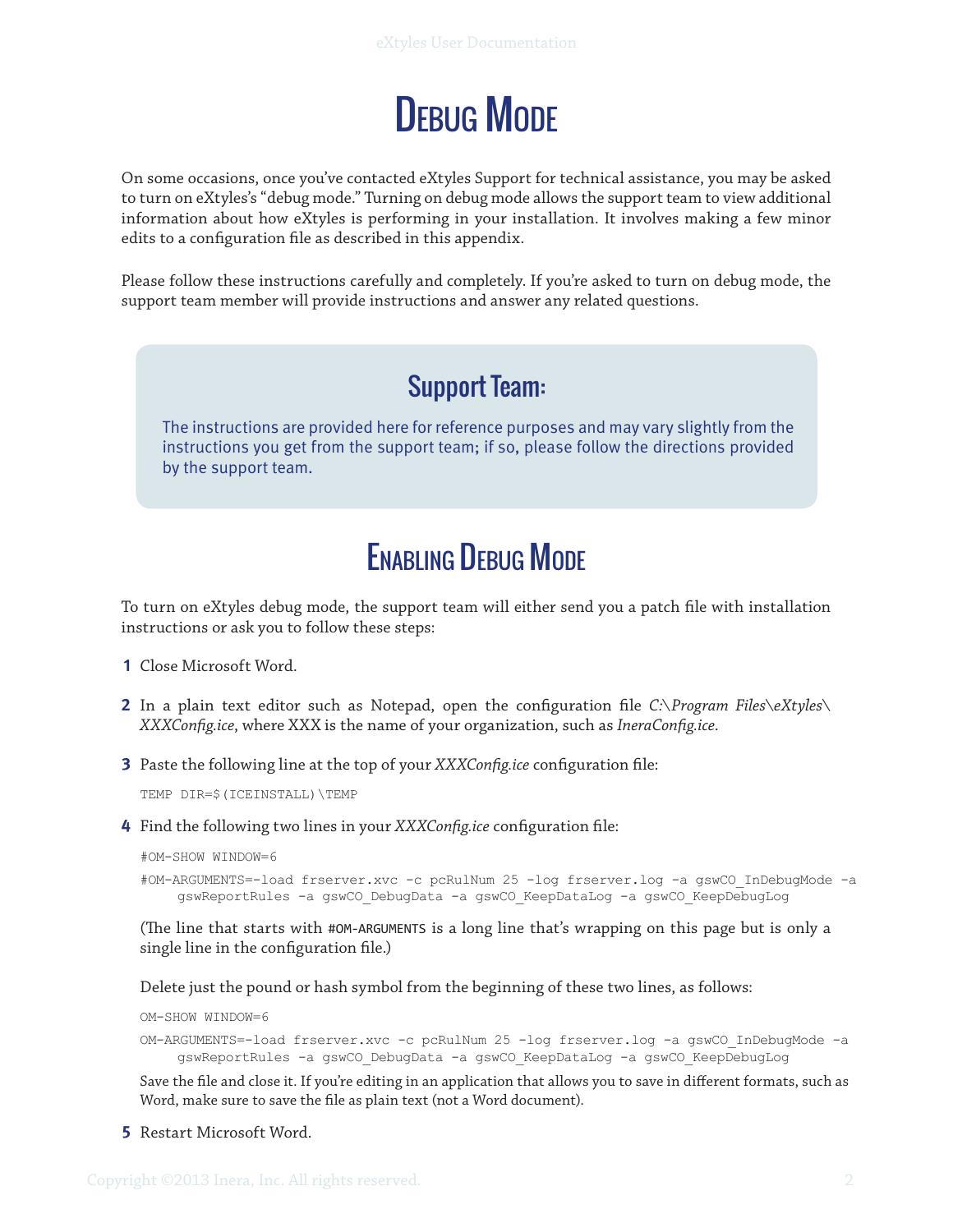# Debug Mode

On some occasions, once you've contacted eXtyles Support for technical assistance, you may be asked to turn on eXtyles's "debug mode." Turning on debug mode allows the support team to view additional information about how eXtyles is performing in your installation. It involves making a few minor edits to a configuration file as described in this appendix.

Please follow these instructions carefully and completely. If you're asked to turn on debug mode, the support team member will provide instructions and answer any related questions.

> ### Support Team:
>
> The instructions are provided here for reference purposes and may vary slightly from the instructions you get from the support team; if so, please follow the directions provided by the support team.

## Enabling Debug Mode

To turn on eXtyles debug mode, the support team will either send you a patch file with installation instructions or ask you to follow these steps:

1. Close Microsoft Word.

2. In a plain text editor such as Notepad, open the configuration file *C:\Program Files\eXtyles\XXXConfig.ice*, where XXX is the name of your organization, such as *IneraConfig.ice*.

3. Paste the following line at the top of your *XXXConfig.ice* configuration file:

   ```
   TEMP DIR=$(ICEINSTALL)\TEMP
   ```

4. Find the following two lines in your *XXXConfig.ice* configuration file:

   ```
   #OM-SHOW WINDOW=6
   #OM-ARGUMENTS=-load frserver.xvc -c pcRulNum 25 -log frserver.log -a gswCO_InDebugMode -a gswReportRules -a gswCO_DebugData -a gswCO_KeepDataLog -a gswCO_KeepDebugLog
   ```

   (The line that starts with `#OM-ARGUMENTS` is a long line that's wrapping on this page but is only a single line in the configuration file.)

   Delete just the pound or hash symbol from the beginning of these two lines, as follows:

   ```
   OM-SHOW WINDOW=6
   OM-ARGUMENTS=-load frserver.xvc -c pcRulNum 25 -log frserver.log -a gswCO_InDebugMode -a gswReportRules -a gswCO_DebugData -a gswCO_KeepDataLog -a gswCO_KeepDebugLog
   ```

   Save the file and close it. If you're editing in an application that allows you to save in different formats, such as Word, make sure to save the file as plain text (not a Word document).

5. Restart Microsoft Word.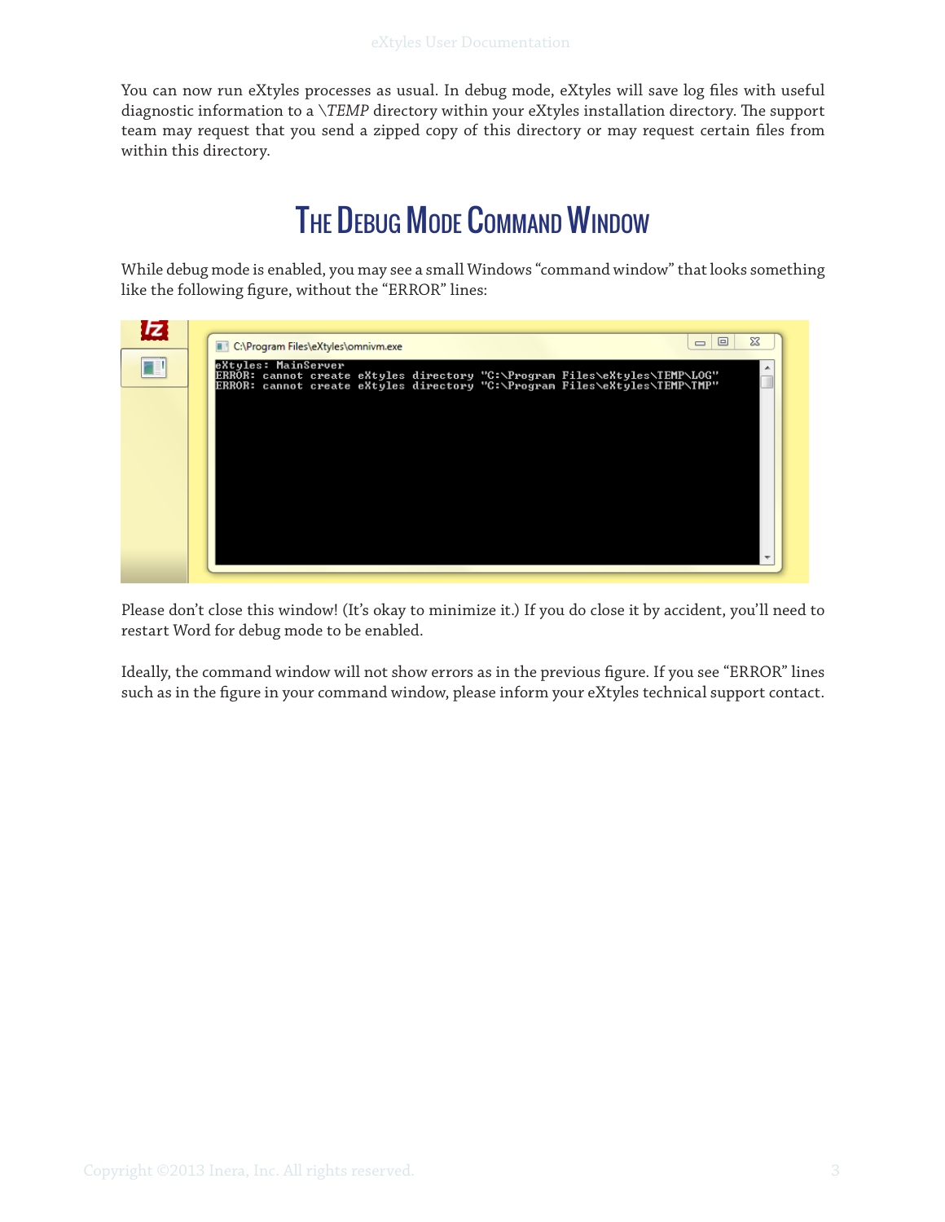You can now run eXtyles processes as usual. In debug mode, eXtyles will save log files with useful diagnostic information to a \*TEMP* directory within your eXtyles installation directory. The support team may request that you send a zipped copy of this directory or may request certain files from within this directory.

# The Debug Mode Command Window

While debug mode is enabled, you may see a small Windows "command window" that looks something like the following figure, without the "ERROR" lines:

Please don't close this window! (It's okay to minimize it.) If you do close it by accident, you'll need to restart Word for debug mode to be enabled.

Ideally, the command window will not show errors as in the previous figure. If you see "ERROR" lines such as in the figure in your command window, please inform your eXtyles technical support contact.